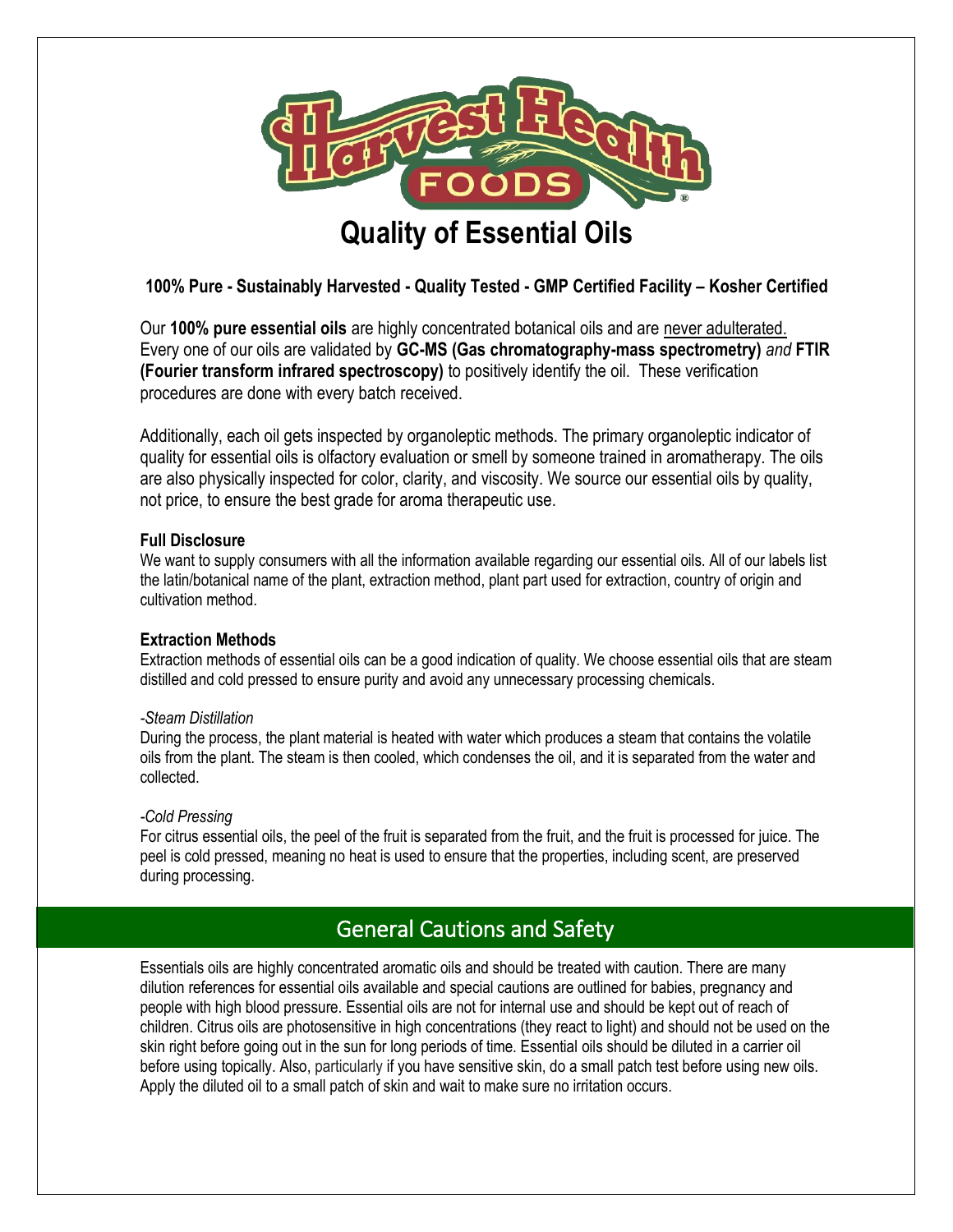# Quality of Essential Oils

**100% Pure - Sustainably Harvested - Quality Tested - GMP Certified Facility – Kosher Certified**

Our **100% pure essential oils** are highly concentrated botanical oils and are never adulterated. Every one of our oils are validated by **GC-MS (Gas chromatography-mass spectrometry)** *and* **FTIR (Fourier transform infrared spectroscopy)** to positively identify the oil. These verification procedures are done with every batch received.

Additionally, each oil gets inspected by organoleptic methods. The primary organoleptic indicator of quality for essential oils is olfactory evaluation or smell by someone trained in aromatherapy. The oils are also physically inspected for color, clarity, and viscosity. We source our essential oils by quality, not price, to ensure the best grade for aroma therapeutic use.

### Full Disclosure

We want to supply consumers with all the information available regarding our essential oils. All of our labels list the latin/botanical name of the plant, extraction method, plant part used for extraction, country of origin and cultivation method.

### Extraction Methods

Extraction methods of essential oils can be a good indication of quality. We choose essential oils that are steam distilled and cold pressed to ensure purity and avoid any unnecessary processing chemicals.

*-Steam Distillation*

During the process, the plant material is heated with water which produces a steam that contains the volatile oils from the plant. The steam is then cooled, which condenses the oil, and it is separated from the water and collected.

*-Cold Pressing*

For citrus essential oils, the peel of the fruit is separated from the fruit, and the fruit is processed for juice. The peel is cold pressed, meaning no heat is used to ensure that the properties, including scent, are preserved during processing.

## General Cautions and Safety

Essentials oils are highly concentrated aromatic oils and should be treated with caution. There are many dilution references for essential oils available and special cautions are outlined for babies, pregnancy and people with high blood pressure. Essential oils are not for internal use and should be kept out of reach of children. Citrus oils are photosensitive in high concentrations (they react to light) and should not be used on the skin right before going out in the sun for long periods of time. Essential oils should be diluted in a carrier oil before using topically. Also, particularly if you have sensitive skin, do a small patch test before using new oils. Apply the diluted oil to a small patch of skin and wait to make sure no irritation occurs.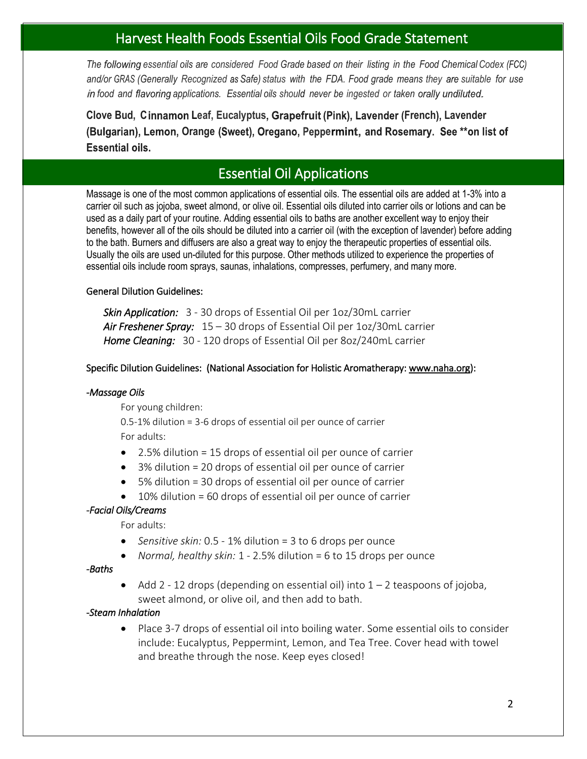## Harvest Health Foods Essential Oils Food Grade Statement

*The following essential oils are considered Food Grade based on their listing in the Food Chemical Codex (FCC) and/or GRAS (Generally Recognized as Safe) status with the FDA. Food grade means they are suitable for use in food and flavoring applications. Essential oils should never be ingested or taken orally undiluted.*

**Clove Bud, Cinnamon Leaf, Eucalyptus, Grapefruit (Pink), Lavender (French), Lavender (Bulgarian), Lemon, Orange (Sweet), Oregano, Peppermint, and Rosemary. See **on list of Essential oils.**

## Essential Oil Applications

Massage is one of the most common applications of essential oils. The essential oils are added at 1-3% into a carrier oil such as jojoba, sweet almond, or olive oil. Essential oils diluted into carrier oils or lotions and can be used as a daily part of your routine. Adding essential oils to baths are another excellent way to enjoy their benefits, however all of the oils should be diluted into a carrier oil (with the exception of lavender) before adding to the bath. Burners and diffusers are also a great way to enjoy the therapeutic properties of essential oils. Usually the oils are used un-diluted for this purpose. Other methods utilized to experience the properties of essential oils include room sprays, saunas, inhalations, compresses, perfumery, and many more.

General Dilution Guidelines:

*Skin Application:* 3 - 30 drops of Essential Oil per 1oz/30mL carrier
*Air Freshener Spray:* 15 – 30 drops of Essential Oil per 1oz/30mL carrier
*Home Cleaning:* 30 - 120 drops of Essential Oil per 8oz/240mL carrier

Specific Dilution Guidelines: (National Association for Holistic Aromatherapy: www.naha.org):

*-Massage Oils*

For young children:

0.5-1% dilution = 3-6 drops of essential oil per ounce of carrier

For adults:

- 2.5% dilution = 15 drops of essential oil per ounce of carrier
- 3% dilution = 20 drops of essential oil per ounce of carrier
- 5% dilution = 30 drops of essential oil per ounce of carrier
- 10% dilution = 60 drops of essential oil per ounce of carrier

*-Facial Oils/Creams*

For adults:

- *Sensitive skin:* 0.5 - 1% dilution = 3 to 6 drops per ounce
- *Normal, healthy skin:* 1 - 2.5% dilution = 6 to 15 drops per ounce

*-Baths*

- Add 2 - 12 drops (depending on essential oil) into 1 – 2 teaspoons of jojoba, sweet almond, or olive oil, and then add to bath.

*-Steam Inhalation*

- Place 3-7 drops of essential oil into boiling water. Some essential oils to consider include: Eucalyptus, Peppermint, Lemon, and Tea Tree. Cover head with towel and breathe through the nose. Keep eyes closed!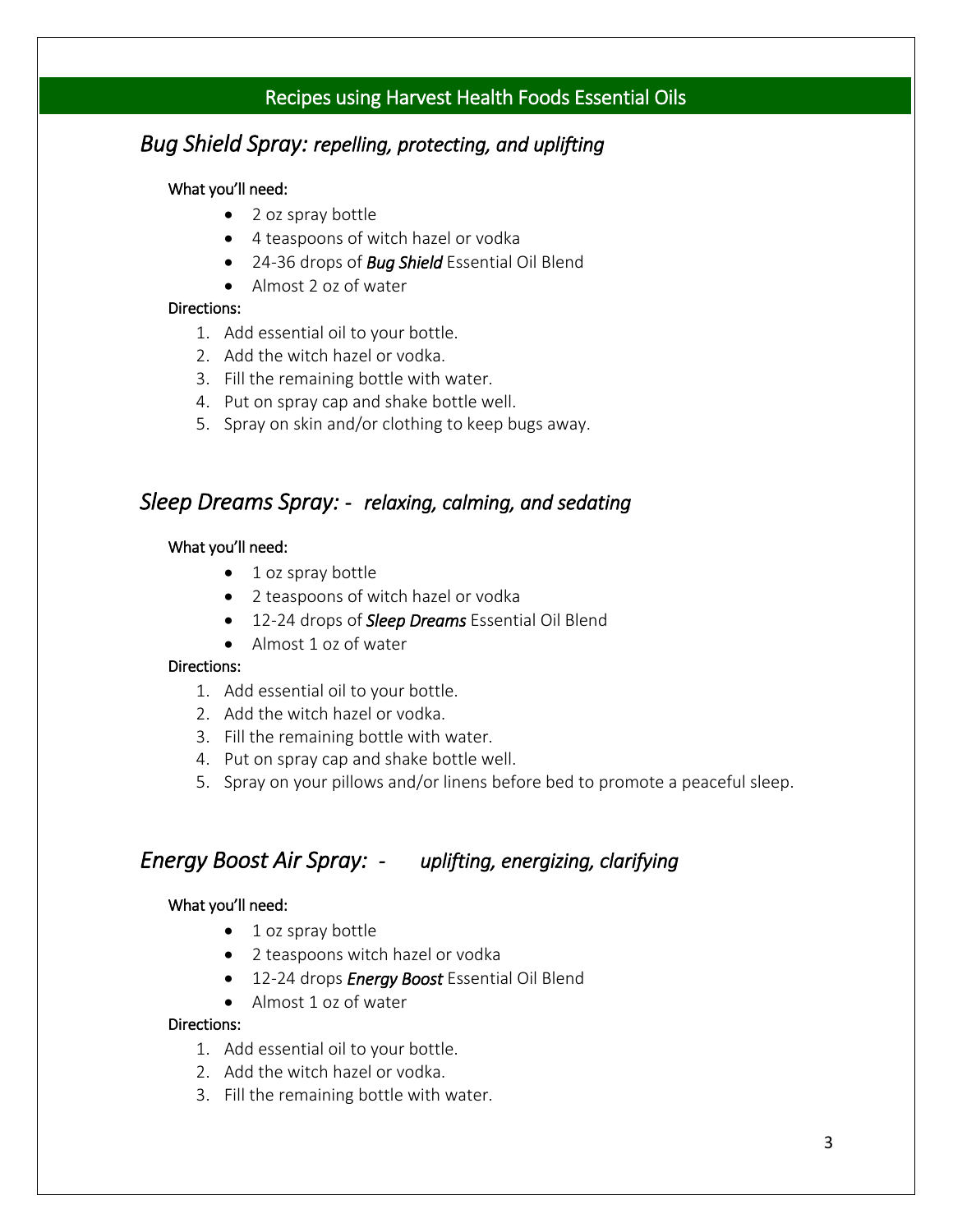## Recipes using Harvest Health Foods Essential Oils

### *Bug Shield Spray: repelling, protecting, and uplifting*

What you'll need:

- 2 oz spray bottle
- 4 teaspoons of witch hazel or vodka
- 24-36 drops of ***Bug Shield*** Essential Oil Blend
- Almost 2 oz of water

Directions:

1. Add essential oil to your bottle.
2. Add the witch hazel or vodka.
3. Fill the remaining bottle with water.
4. Put on spray cap and shake bottle well.
5. Spray on skin and/or clothing to keep bugs away.

### *Sleep Dreams Spray: - relaxing, calming, and sedating*

What you'll need:

- 1 oz spray bottle
- 2 teaspoons of witch hazel or vodka
- 12-24 drops of ***Sleep Dreams*** Essential Oil Blend
- Almost 1 oz of water

Directions:

1. Add essential oil to your bottle.
2. Add the witch hazel or vodka.
3. Fill the remaining bottle with water.
4. Put on spray cap and shake bottle well.
5. Spray on your pillows and/or linens before bed to promote a peaceful sleep.

### *Energy Boost Air Spray: - uplifting, energizing, clarifying*

What you'll need:

- 1 oz spray bottle
- 2 teaspoons witch hazel or vodka
- 12-24 drops ***Energy Boost*** Essential Oil Blend
- Almost 1 oz of water

Directions:

1. Add essential oil to your bottle.
2. Add the witch hazel or vodka.
3. Fill the remaining bottle with water.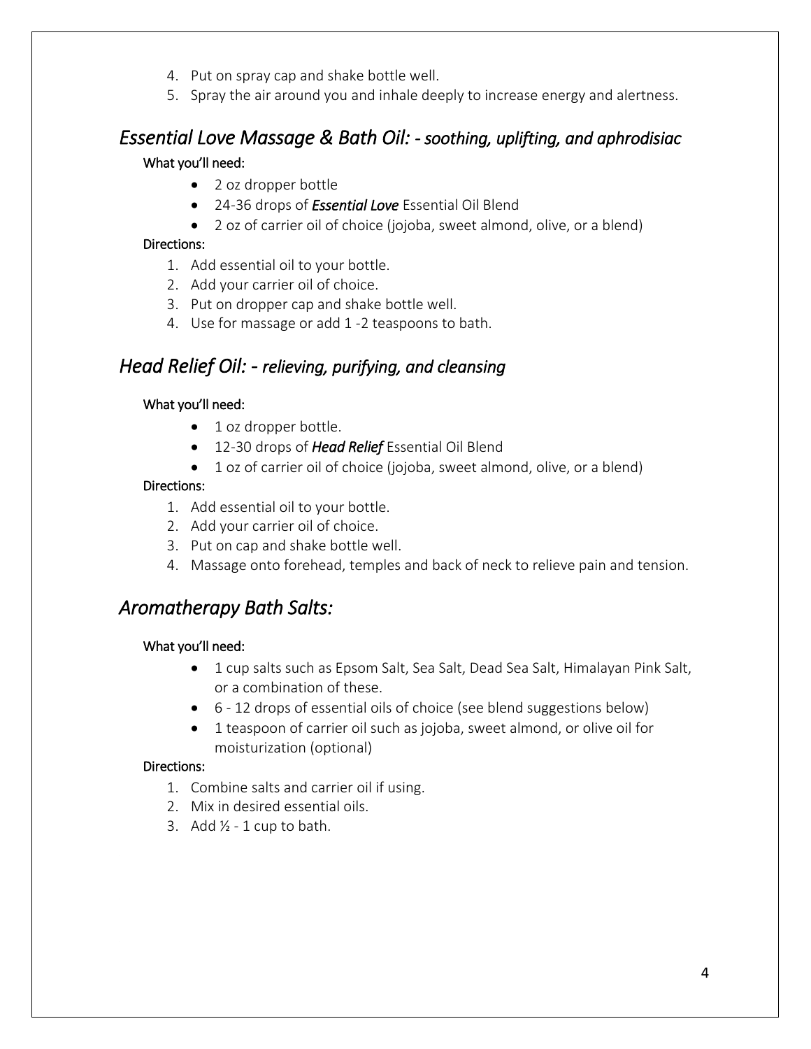4. Put on spray cap and shake bottle well.
5. Spray the air around you and inhale deeply to increase energy and alertness.

## *Essential Love Massage & Bath Oil: - soothing, uplifting, and aphrodisiac*

**What you'll need:**

- 2 oz dropper bottle
- 24-36 drops of ***Essential Love*** Essential Oil Blend
- 2 oz of carrier oil of choice (jojoba, sweet almond, olive, or a blend)

**Directions:**

1. Add essential oil to your bottle.
2. Add your carrier oil of choice.
3. Put on dropper cap and shake bottle well.
4. Use for massage or add 1 -2 teaspoons to bath.

## *Head Relief Oil: - relieving, purifying, and cleansing*

**What you'll need:**

- 1 oz dropper bottle.
- 12-30 drops of ***Head Relief*** Essential Oil Blend
- 1 oz of carrier oil of choice (jojoba, sweet almond, olive, or a blend)

**Directions:**

1. Add essential oil to your bottle.
2. Add your carrier oil of choice.
3. Put on cap and shake bottle well.
4. Massage onto forehead, temples and back of neck to relieve pain and tension.

## *Aromatherapy Bath Salts:*

**What you'll need:**

- 1 cup salts such as Epsom Salt, Sea Salt, Dead Sea Salt, Himalayan Pink Salt, or a combination of these.
- 6 - 12 drops of essential oils of choice (see blend suggestions below)
- 1 teaspoon of carrier oil such as jojoba, sweet almond, or olive oil for moisturization (optional)

**Directions:**

1. Combine salts and carrier oil if using.
2. Mix in desired essential oils.
3. Add ½ - 1 cup to bath.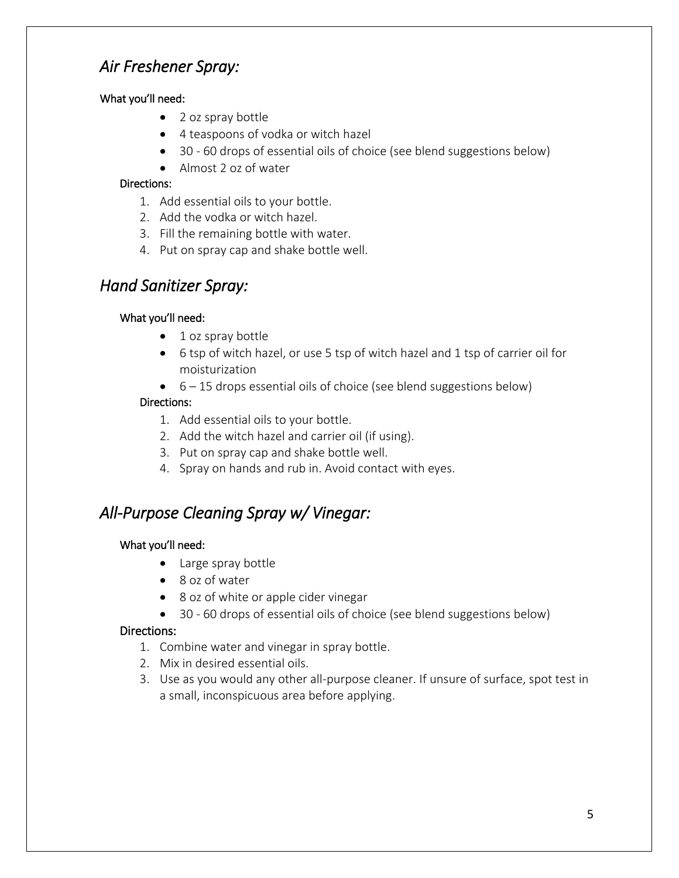## *Air Freshener Spray:*

What you'll need:

- 2 oz spray bottle
- 4 teaspoons of vodka or witch hazel
- 30 - 60 drops of essential oils of choice (see blend suggestions below)
- Almost 2 oz of water

Directions:

1. Add essential oils to your bottle.
2. Add the vodka or witch hazel.
3. Fill the remaining bottle with water.
4. Put on spray cap and shake bottle well.

## *Hand Sanitizer Spray:*

What you'll need:

- 1 oz spray bottle
- 6 tsp of witch hazel, or use 5 tsp of witch hazel and 1 tsp of carrier oil for moisturization
- 6 – 15 drops essential oils of choice (see blend suggestions below)

Directions:

1. Add essential oils to your bottle.
2. Add the witch hazel and carrier oil (if using).
3. Put on spray cap and shake bottle well.
4. Spray on hands and rub in. Avoid contact with eyes.

## *All-Purpose Cleaning Spray w/ Vinegar:*

What you'll need:

- Large spray bottle
- 8 oz of water
- 8 oz of white or apple cider vinegar
- 30 - 60 drops of essential oils of choice (see blend suggestions below)

Directions:

1. Combine water and vinegar in spray bottle.
2. Mix in desired essential oils.
3. Use as you would any other all-purpose cleaner. If unsure of surface, spot test in a small, inconspicuous area before applying.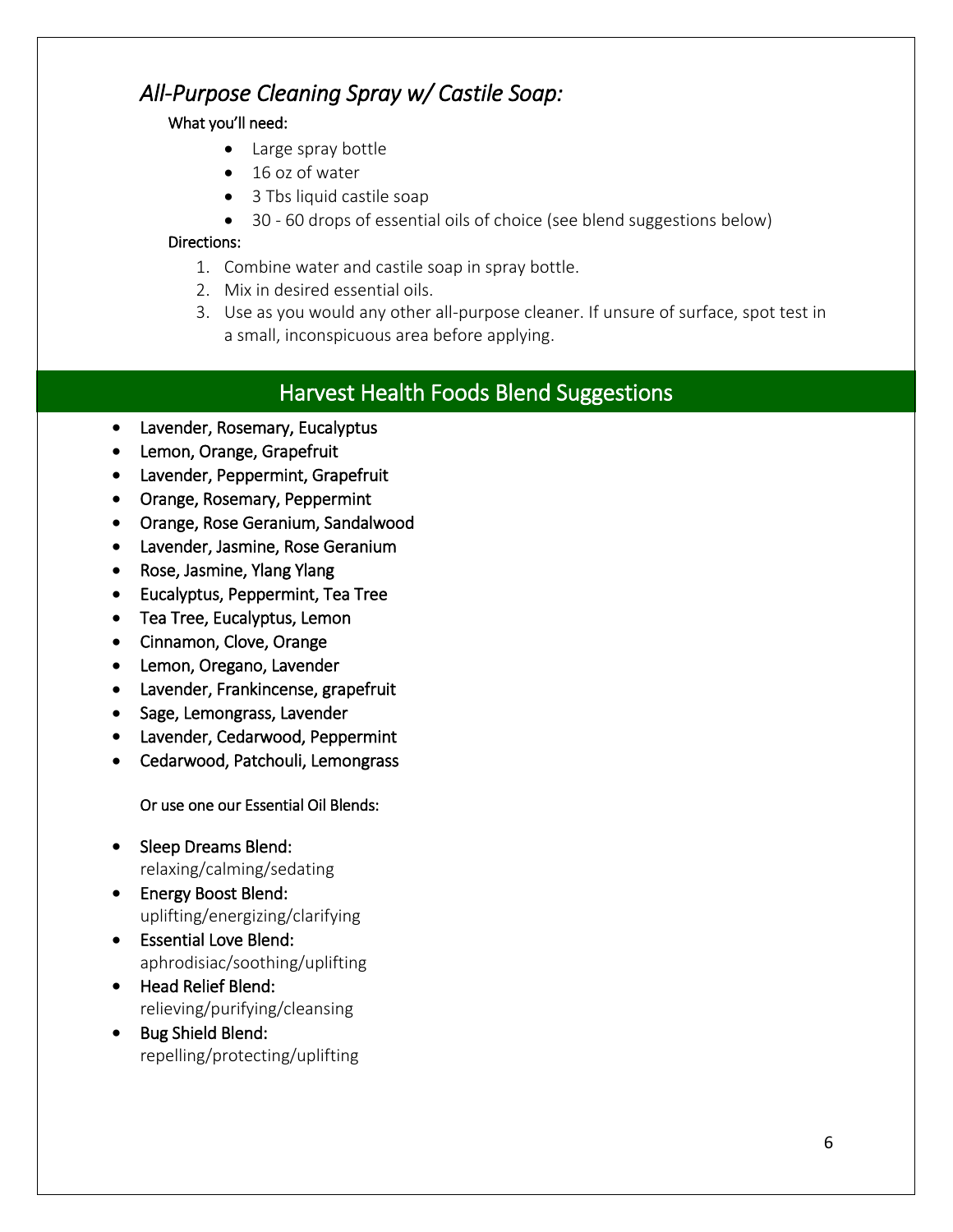### *All-Purpose Cleaning Spray w/ Castile Soap:*

What you'll need:

- Large spray bottle
- 16 oz of water
- 3 Tbs liquid castile soap
- 30 - 60 drops of essential oils of choice (see blend suggestions below)

Directions:

1. Combine water and castile soap in spray bottle.
2. Mix in desired essential oils.
3. Use as you would any other all-purpose cleaner. If unsure of surface, spot test in a small, inconspicuous area before applying.

## Harvest Health Foods Blend Suggestions

- Lavender, Rosemary, Eucalyptus
- Lemon, Orange, Grapefruit
- Lavender, Peppermint, Grapefruit
- Orange, Rosemary, Peppermint
- Orange, Rose Geranium, Sandalwood
- Lavender, Jasmine, Rose Geranium
- Rose, Jasmine, Ylang Ylang
- Eucalyptus, Peppermint, Tea Tree
- Tea Tree, Eucalyptus, Lemon
- Cinnamon, Clove, Orange
- Lemon, Oregano, Lavender
- Lavender, Frankincense, grapefruit
- Sage, Lemongrass, Lavender
- Lavender, Cedarwood, Peppermint
- Cedarwood, Patchouli, Lemongrass

Or use one our Essential Oil Blends:

- Sleep Dreams Blend:
  relaxing/calming/sedating
- Energy Boost Blend:
  uplifting/energizing/clarifying
- Essential Love Blend:
  aphrodisiac/soothing/uplifting
- Head Relief Blend:
  relieving/purifying/cleansing
- Bug Shield Blend:
  repelling/protecting/uplifting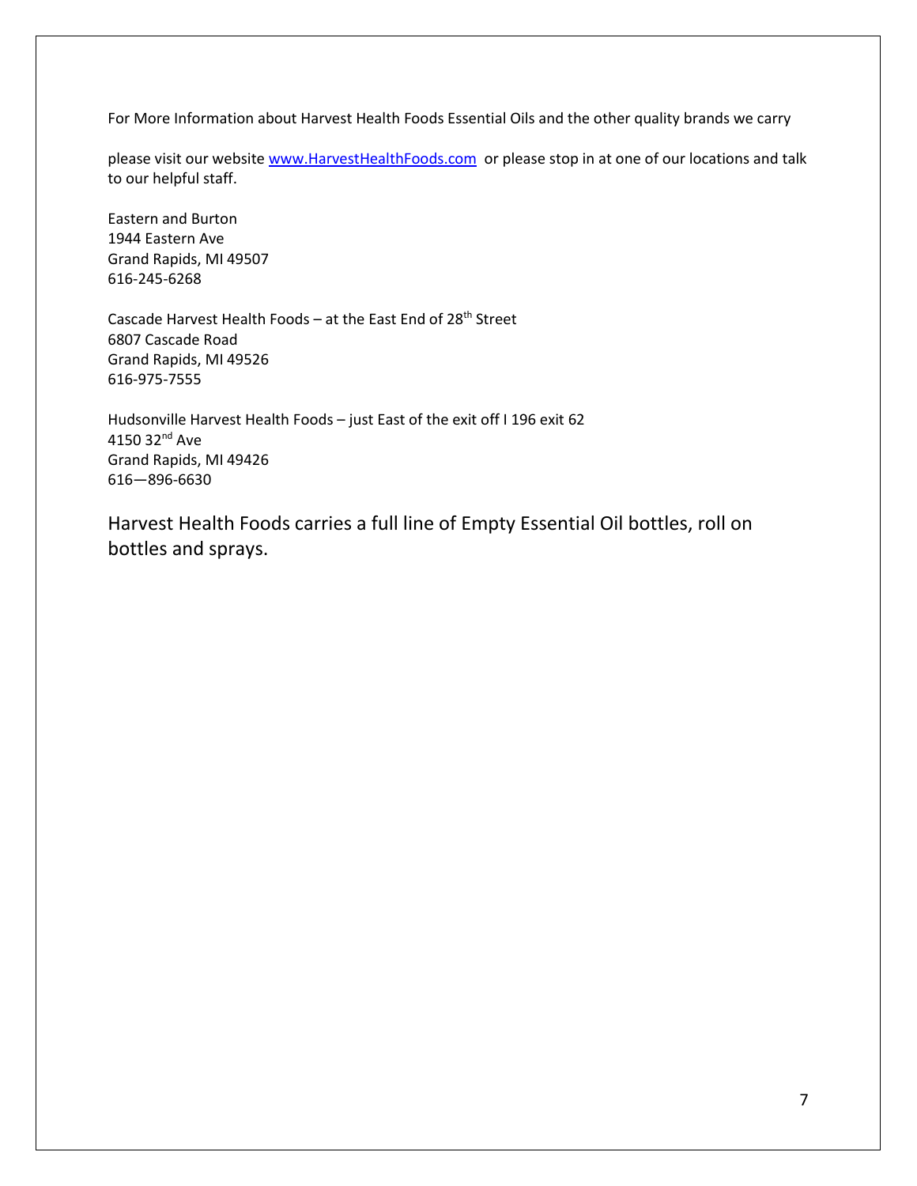For More Information about Harvest Health Foods Essential Oils and the other quality brands we carry

please visit our website [www.HarvestHealthFoods.com](http://www.HarvestHealthFoods.com) or please stop in at one of our locations and talk to our helpful staff.

Eastern and Burton  
1944 Eastern Ave  
Grand Rapids, MI 49507  
616-245-6268

Cascade Harvest Health Foods – at the East End of 28th Street  
6807 Cascade Road  
Grand Rapids, MI 49526  
616-975-7555

Hudsonville Harvest Health Foods – just East of the exit off I 196 exit 62  
4150 32nd Ave  
Grand Rapids, MI 49426  
616—896-6630

Harvest Health Foods carries a full line of Empty Essential Oil bottles, roll on bottles and sprays.